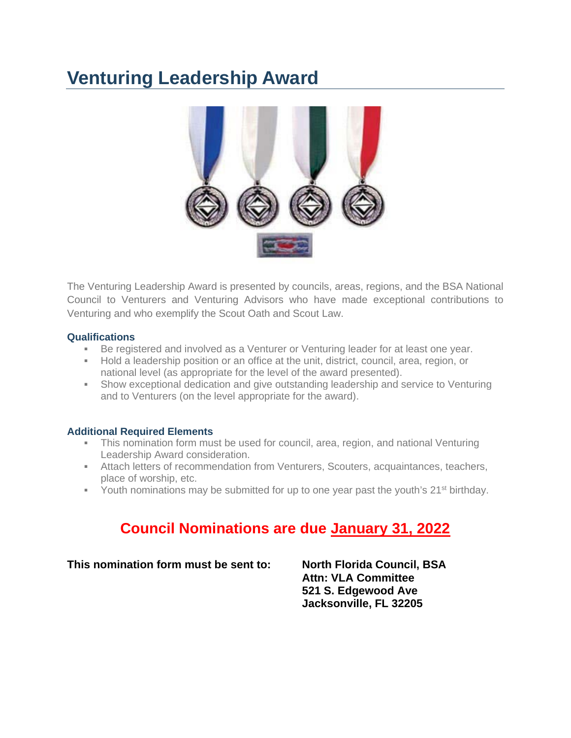# Venturing Leadership Award

The Venturing Leadership Award is presented by councils, areas, regions, and the BSA National Council to Venturers and Venturing Advisors who have made exceptional contributions to Venturing and who exemplify the Scout Oath and Scout Law.

### Qualifications

- Be registered and involved as a Venturer or Venturing leader for at least one year.
- Hold a leadership position or an office at the unit, district, council, area, region, or national level (as appropriate for the level of the award presented).
- Show exceptional dedication and give outstanding leadership and service to Venturing and to Venturers (on the level appropriate for the award).

### Additional Required Elements

- This nomination form must be used for council, area, region, and national Venturing Leadership Award consideration.
- Attach letters of recommendation from Venturers, Scouters, acquaintances, teachers, place of worship, etc.
- Youth nominations may be submitted for up to one year past the youth's 21st birthday.

## Council Nominations are due <u>January 31, 2022</u>

**This nomination form must be sent to:**

**North Florida Council, BSA**
**Attn: VLA Committee**
**521 S. Edgewood Ave**
**Jacksonville, FL 32205**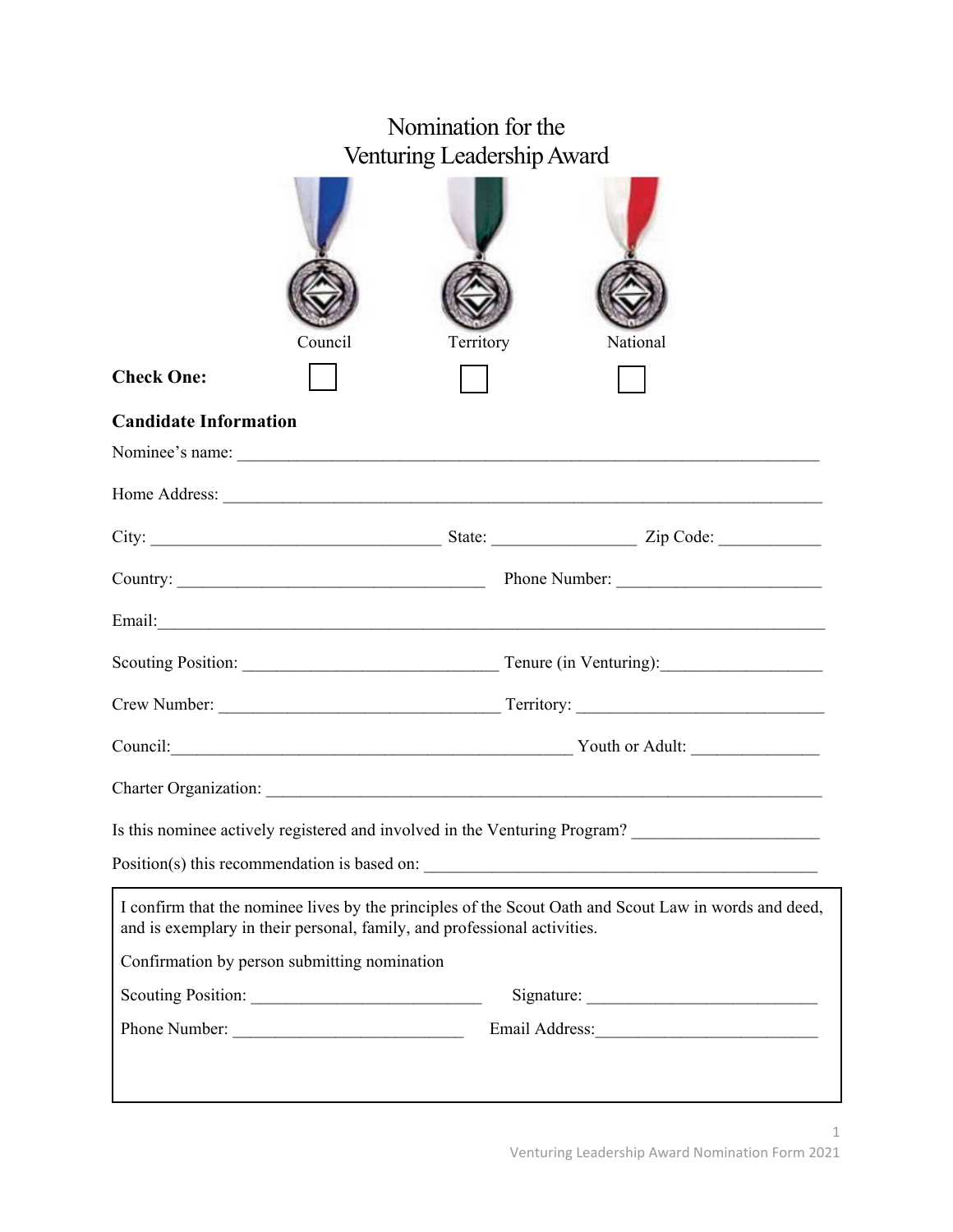# Nomination for the Venturing Leadership Award

Council Territory National

**Check One:** ☐ ☐ ☐

**Candidate Information**

Nominee's name: ____________________________________________________________________

Home Address: ______________________________________________________________________

City: _________________________________ State: ________________ Zip Code: ____________

Country: ___________________________________ Phone Number: _______________________

Email:______________________________________________________________________________

Scouting Position: _____________________________ Tenure (in Venturing):__________________

Crew Number: ________________________________ Territory: ____________________________

Council:______________________________________________ Youth or Adult: ______________

Charter Organization: _______________________________________________________________

Is this nominee actively registered and involved in the Venturing Program? _____________________

Position(s) this recommendation is based on: ____________________________________________

I confirm that the nominee lives by the principles of the Scout Oath and Scout Law in words and deed, and is exemplary in their personal, family, and professional activities.

Confirmation by person submitting nomination

Scouting Position: __________________________ Signature: __________________________

Phone Number: __________________________ Email Address:_________________________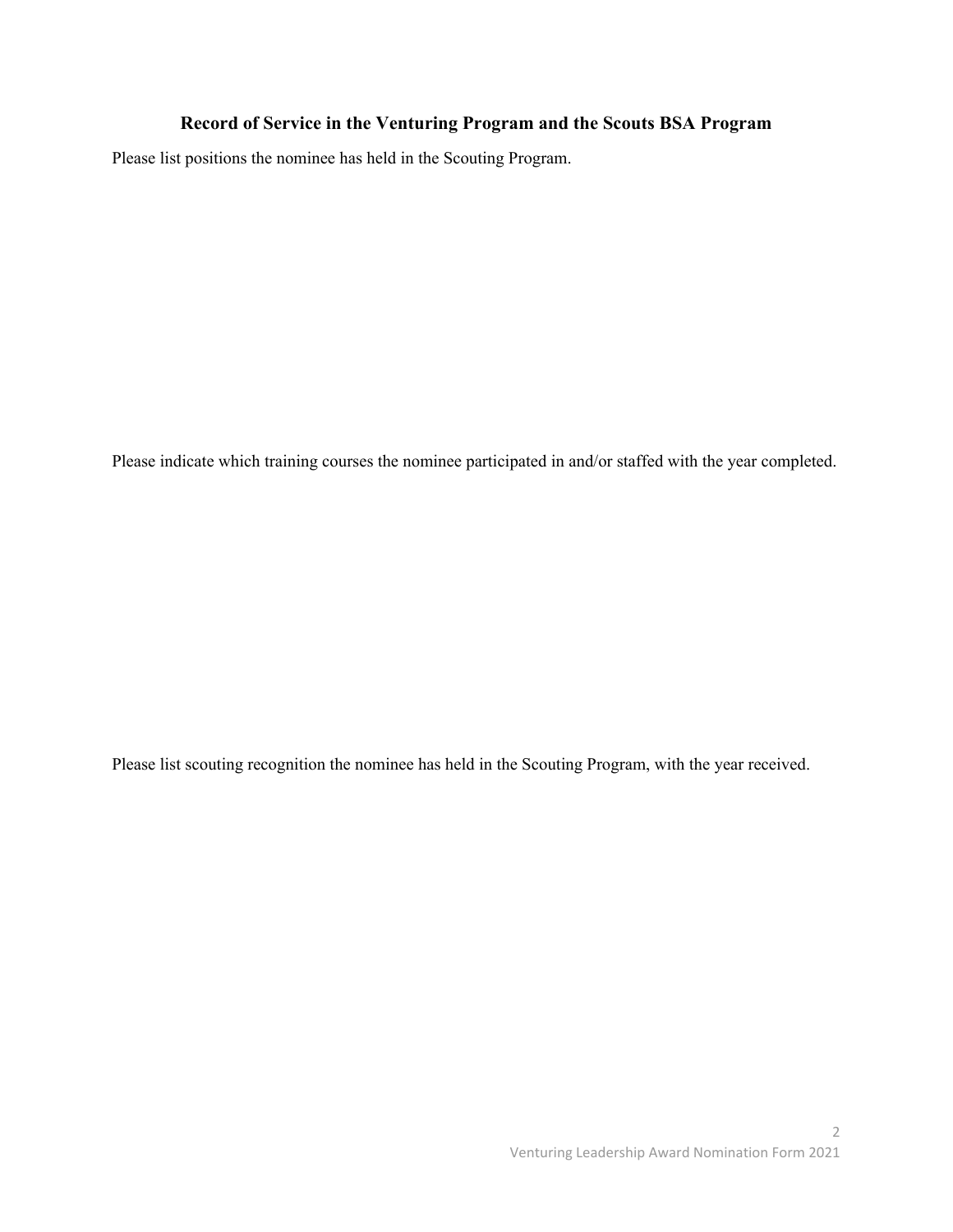## Record of Service in the Venturing Program and the Scouts BSA Program

Please list positions the nominee has held in the Scouting Program.

Please indicate which training courses the nominee participated in and/or staffed with the year completed.

Please list scouting recognition the nominee has held in the Scouting Program, with the year received.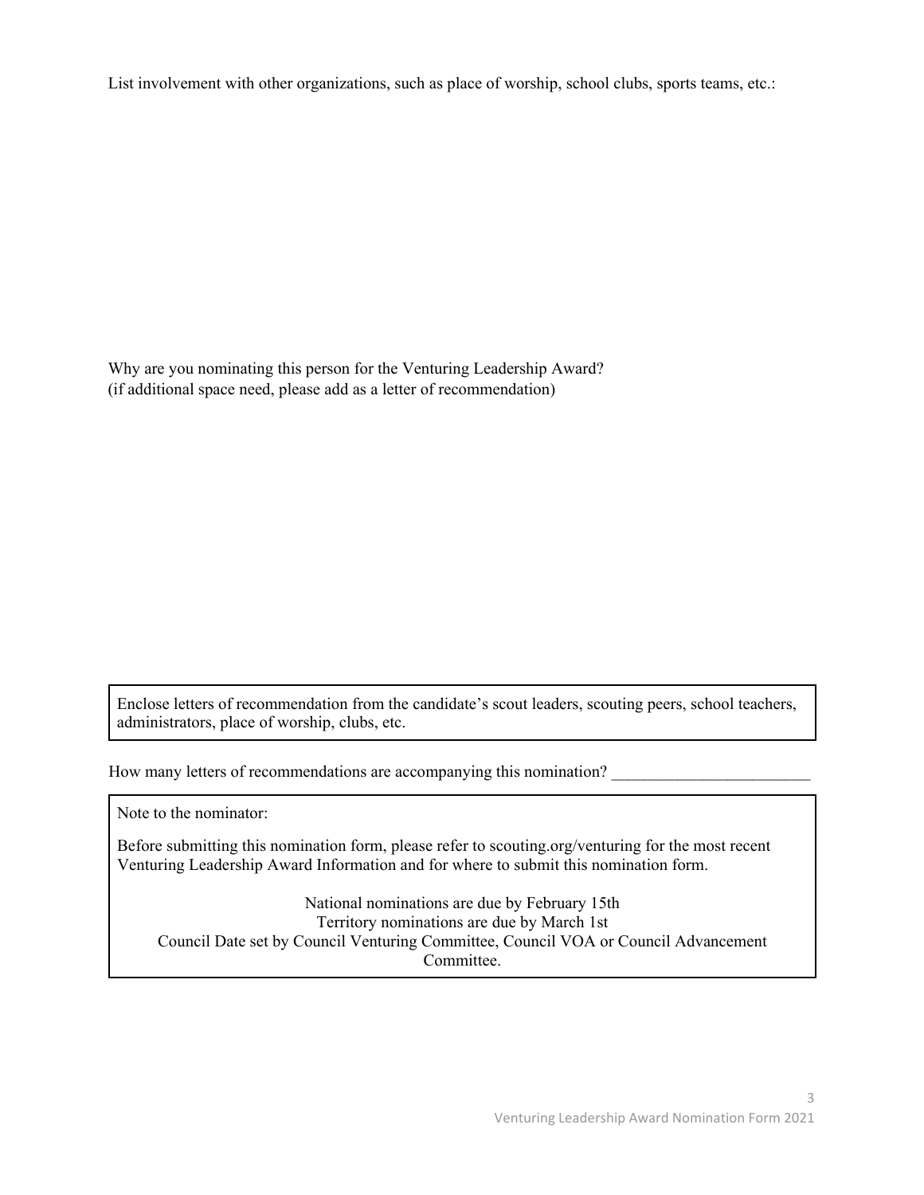List involvement with other organizations, such as place of worship, school clubs, sports teams, etc.:

Why are you nominating this person for the Venturing Leadership Award?
(if additional space need, please add as a letter of recommendation)

Enclose letters of recommendation from the candidate's scout leaders, scouting peers, school teachers, administrators, place of worship, clubs, etc.

How many letters of recommendations are accompanying this nomination? ________________________

Note to the nominator:

Before submitting this nomination form, please refer to scouting.org/venturing for the most recent Venturing Leadership Award Information and for where to submit this nomination form.

National nominations are due by February 15th
Territory nominations are due by March 1st
Council Date set by Council Venturing Committee, Council VOA or Council Advancement Committee.